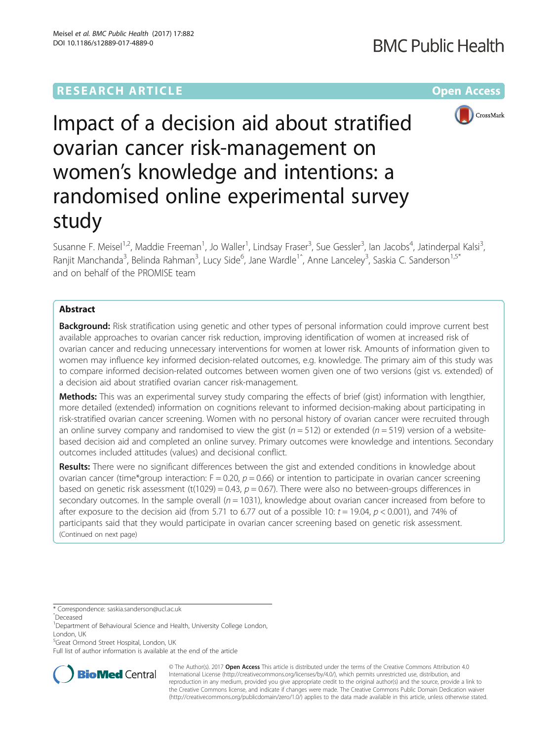RESEARCH ARTICLE

Open Access

# Impact of a decision aid about stratified ovarian cancer risk-management on women's knowledge and intentions: a randomised online experimental survey study

Susanne F. Meisel[1,2], Maddie Freeman[1], Jo Waller[1], Lindsay Fraser[3], Sue Gessler[3], Ian Jacobs[4], Jatinderpal Kalsi[3], Ranjit Manchanda[3], Belinda Rahman[3], Lucy Side[6], Jane Wardle[1^], Anne Lanceley[3], Saskia C. Sanderson[1,5*] and on behalf of the PROMISE team

## Abstract

**Background:** Risk stratification using genetic and other types of personal information could improve current best available approaches to ovarian cancer risk reduction, improving identification of women at increased risk of ovarian cancer and reducing unnecessary interventions for women at lower risk. Amounts of information given to women may influence key informed decision-related outcomes, e.g. knowledge. The primary aim of this study was to compare informed decision-related outcomes between women given one of two versions (gist vs. extended) of a decision aid about stratified ovarian cancer risk-management.

**Methods:** This was an experimental survey study comparing the effects of brief (gist) information with lengthier, more detailed (extended) information on cognitions relevant to informed decision-making about participating in risk-stratified ovarian cancer screening. Women with no personal history of ovarian cancer were recruited through an online survey company and randomised to view the gist ($n = 512$) or extended ($n = 519$) version of a website-based decision aid and completed an online survey. Primary outcomes were knowledge and intentions. Secondary outcomes included attitudes (values) and decisional conflict.

**Results:** There were no significant differences between the gist and extended conditions in knowledge about ovarian cancer (time*group interaction: $F = 0.20$, $p = 0.66$) or intention to participate in ovarian cancer screening based on genetic risk assessment ($t(1029) = 0.43$, $p = 0.67$). There were also no between-groups differences in secondary outcomes. In the sample overall ($n = 1031$), knowledge about ovarian cancer increased from before to after exposure to the decision aid (from 5.71 to 6.77 out of a possible 10: $t = 19.04$, $p < 0.001$), and 74% of participants said that they would participate in ovarian cancer screening based on genetic risk assessment.

(Continued on next page)

* Correspondence: saskia.sanderson@ucl.ac.uk

^Deceased

[1]Department of Behavioural Science and Health, University College London, London, UK

[5]Great Ormond Street Hospital, London, UK

Full list of author information is available at the end of the article

© The Author(s). 2017 **Open Access** This article is distributed under the terms of the Creative Commons Attribution 4.0 International License (http://creativecommons.org/licenses/by/4.0/), which permits unrestricted use, distribution, and reproduction in any medium, provided you give appropriate credit to the original author(s) and the source, provide a link to the Creative Commons license, and indicate if changes were made. The Creative Commons Public Domain Dedication waiver (http://creativecommons.org/publicdomain/zero/1.0/) applies to the data made available in this article, unless otherwise stated.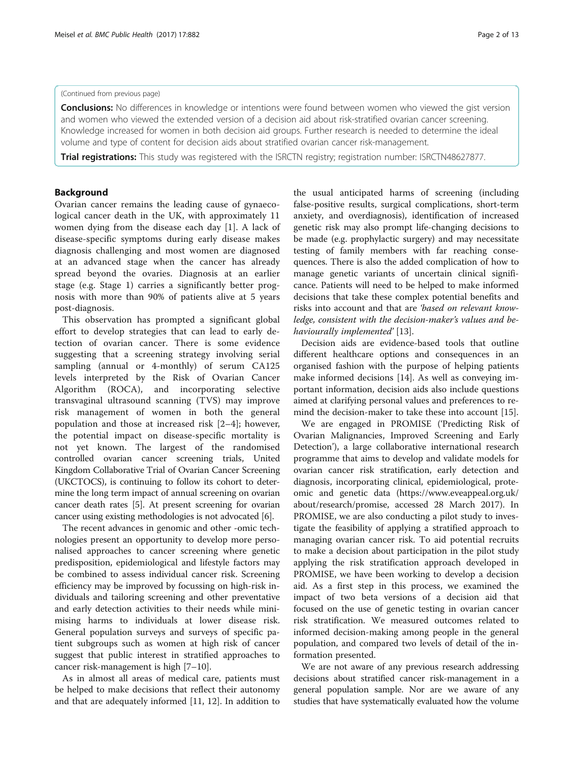(Continued from previous page)

**Conclusions:** No differences in knowledge or intentions were found between women who viewed the gist version and women who viewed the extended version of a decision aid about risk-stratified ovarian cancer screening. Knowledge increased for women in both decision aid groups. Further research is needed to determine the ideal volume and type of content for decision aids about stratified ovarian cancer risk-management.

**Trial registrations:** This study was registered with the ISRCTN registry; registration number: ISRCTN48627877.

## Background

Ovarian cancer remains the leading cause of gynaecological cancer death in the UK, with approximately 11 women dying from the disease each day [1]. A lack of disease-specific symptoms during early disease makes diagnosis challenging and most women are diagnosed at an advanced stage when the cancer has already spread beyond the ovaries. Diagnosis at an earlier stage (e.g. Stage 1) carries a significantly better prognosis with more than 90% of patients alive at 5 years post-diagnosis.

This observation has prompted a significant global effort to develop strategies that can lead to early detection of ovarian cancer. There is some evidence suggesting that a screening strategy involving serial sampling (annual or 4-monthly) of serum CA125 levels interpreted by the Risk of Ovarian Cancer Algorithm (ROCA), and incorporating selective transvaginal ultrasound scanning (TVS) may improve risk management of women in both the general population and those at increased risk [2–4]; however, the potential impact on disease-specific mortality is not yet known. The largest of the randomised controlled ovarian cancer screening trials, United Kingdom Collaborative Trial of Ovarian Cancer Screening (UKCTOCS), is continuing to follow its cohort to determine the long term impact of annual screening on ovarian cancer death rates [5]. At present screening for ovarian cancer using existing methodologies is not advocated [6].

The recent advances in genomic and other -omic technologies present an opportunity to develop more personalised approaches to cancer screening where genetic predisposition, epidemiological and lifestyle factors may be combined to assess individual cancer risk. Screening efficiency may be improved by focussing on high-risk individuals and tailoring screening and other preventative and early detection activities to their needs while minimising harms to individuals at lower disease risk. General population surveys and surveys of specific patient subgroups such as women at high risk of cancer suggest that public interest in stratified approaches to cancer risk-management is high [7–10].

As in almost all areas of medical care, patients must be helped to make decisions that reflect their autonomy and that are adequately informed [11, 12]. In addition to the usual anticipated harms of screening (including false-positive results, surgical complications, short-term anxiety, and overdiagnosis), identification of increased genetic risk may also prompt life-changing decisions to be made (e.g. prophylactic surgery) and may necessitate testing of family members with far reaching consequences. There is also the added complication of how to manage genetic variants of uncertain clinical significance. Patients will need to be helped to make informed decisions that take these complex potential benefits and risks into account and that are *'based on relevant knowledge, consistent with the decision-maker's values and behaviourally implemented'* [13].

Decision aids are evidence-based tools that outline different healthcare options and consequences in an organised fashion with the purpose of helping patients make informed decisions [14]. As well as conveying important information, decision aids also include questions aimed at clarifying personal values and preferences to remind the decision-maker to take these into account [15].

We are engaged in PROMISE ('Predicting Risk of Ovarian Malignancies, Improved Screening and Early Detection'), a large collaborative international research programme that aims to develop and validate models for ovarian cancer risk stratification, early detection and diagnosis, incorporating clinical, epidemiological, proteomic and genetic data (https://www.eveappeal.org.uk/about/research/promise, accessed 28 March 2017). In PROMISE, we are also conducting a pilot study to investigate the feasibility of applying a stratified approach to managing ovarian cancer risk. To aid potential recruits to make a decision about participation in the pilot study applying the risk stratification approach developed in PROMISE, we have been working to develop a decision aid. As a first step in this process, we examined the impact of two beta versions of a decision aid that focused on the use of genetic testing in ovarian cancer risk stratification. We measured outcomes related to informed decision-making among people in the general population, and compared two levels of detail of the information presented.

We are not aware of any previous research addressing decisions about stratified cancer risk-management in a general population sample. Nor are we aware of any studies that have systematically evaluated how the volume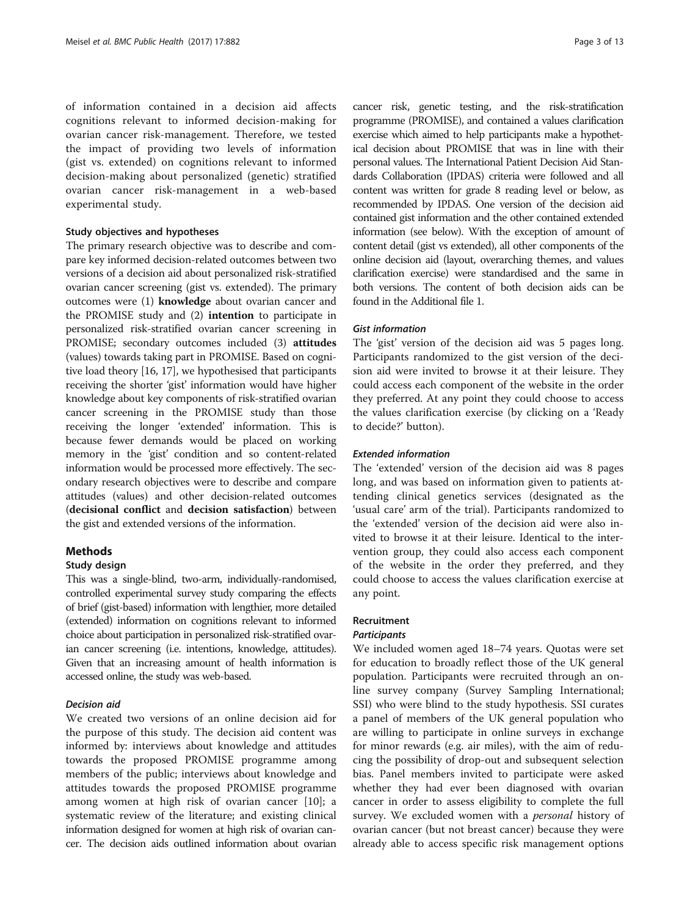of information contained in a decision aid affects cognitions relevant to informed decision-making for ovarian cancer risk-management. Therefore, we tested the impact of providing two levels of information (gist vs. extended) on cognitions relevant to informed decision-making about personalized (genetic) stratified ovarian cancer risk-management in a web-based experimental study.

### Study objectives and hypotheses

The primary research objective was to describe and compare key informed decision-related outcomes between two versions of a decision aid about personalized risk-stratified ovarian cancer screening (gist vs. extended). The primary outcomes were (1) **knowledge** about ovarian cancer and the PROMISE study and (2) **intention** to participate in personalized risk-stratified ovarian cancer screening in PROMISE; secondary outcomes included (3) **attitudes** (values) towards taking part in PROMISE. Based on cognitive load theory [16, 17], we hypothesised that participants receiving the shorter 'gist' information would have higher knowledge about key components of risk-stratified ovarian cancer screening in the PROMISE study than those receiving the longer 'extended' information. This is because fewer demands would be placed on working memory in the 'gist' condition and so content-related information would be processed more effectively. The secondary research objectives were to describe and compare attitudes (values) and other decision-related outcomes (**decisional conflict** and **decision satisfaction**) between the gist and extended versions of the information.

## Methods

### Study design

This was a single-blind, two-arm, individually-randomised, controlled experimental survey study comparing the effects of brief (gist-based) information with lengthier, more detailed (extended) information on cognitions relevant to informed choice about participation in personalized risk-stratified ovarian cancer screening (i.e. intentions, knowledge, attitudes). Given that an increasing amount of health information is accessed online, the study was web-based.

#### *Decision aid*

We created two versions of an online decision aid for the purpose of this study. The decision aid content was informed by: interviews about knowledge and attitudes towards the proposed PROMISE programme among members of the public; interviews about knowledge and attitudes towards the proposed PROMISE programme among women at high risk of ovarian cancer [10]; a systematic review of the literature; and existing clinical information designed for women at high risk of ovarian cancer. The decision aids outlined information about ovarian cancer risk, genetic testing, and the risk-stratification programme (PROMISE), and contained a values clarification exercise which aimed to help participants make a hypothetical decision about PROMISE that was in line with their personal values. The International Patient Decision Aid Standards Collaboration (IPDAS) criteria were followed and all content was written for grade 8 reading level or below, as recommended by IPDAS. One version of the decision aid contained gist information and the other contained extended information (see below). With the exception of amount of content detail (gist vs extended), all other components of the online decision aid (layout, overarching themes, and values clarification exercise) were standardised and the same in both versions. The content of both decision aids can be found in the Additional file 1.

#### *Gist information*

The 'gist' version of the decision aid was 5 pages long. Participants randomized to the gist version of the decision aid were invited to browse it at their leisure. They could access each component of the website in the order they preferred. At any point they could choose to access the values clarification exercise (by clicking on a 'Ready to decide?' button).

#### *Extended information*

The 'extended' version of the decision aid was 8 pages long, and was based on information given to patients attending clinical genetics services (designated as the 'usual care' arm of the trial). Participants randomized to the 'extended' version of the decision aid were also invited to browse it at their leisure. Identical to the intervention group, they could also access each component of the website in the order they preferred, and they could choose to access the values clarification exercise at any point.

### Recruitment

#### *Participants*

We included women aged 18–74 years. Quotas were set for education to broadly reflect those of the UK general population. Participants were recruited through an online survey company (Survey Sampling International; SSI) who were blind to the study hypothesis. SSI curates a panel of members of the UK general population who are willing to participate in online surveys in exchange for minor rewards (e.g. air miles), with the aim of reducing the possibility of drop-out and subsequent selection bias. Panel members invited to participate were asked whether they had ever been diagnosed with ovarian cancer in order to assess eligibility to complete the full survey. We excluded women with a *personal* history of ovarian cancer (but not breast cancer) because they were already able to access specific risk management options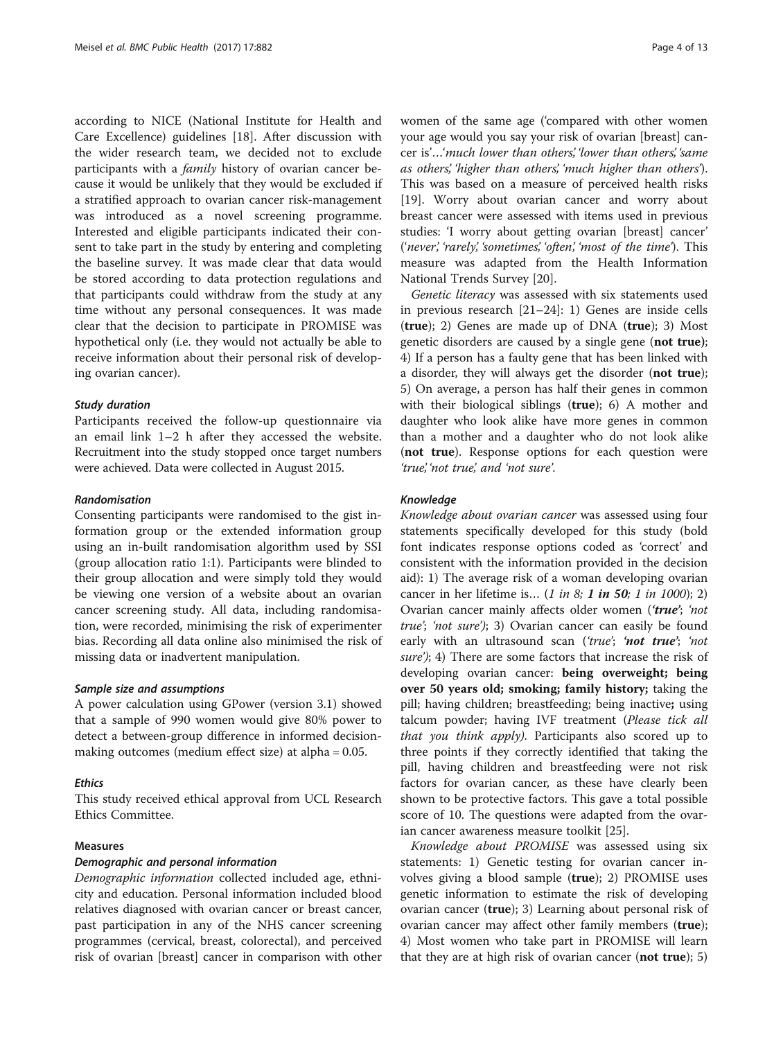according to NICE (National Institute for Health and Care Excellence) guidelines [18]. After discussion with the wider research team, we decided not to exclude participants with a *family* history of ovarian cancer because it would be unlikely that they would be excluded if a stratified approach to ovarian cancer risk-management was introduced as a novel screening programme. Interested and eligible participants indicated their consent to take part in the study by entering and completing the baseline survey. It was made clear that data would be stored according to data protection regulations and that participants could withdraw from the study at any time without any personal consequences. It was made clear that the decision to participate in PROMISE was hypothetical only (i.e. they would not actually be able to receive information about their personal risk of developing ovarian cancer).

#### Study duration

Participants received the follow-up questionnaire via an email link 1–2 h after they accessed the website. Recruitment into the study stopped once target numbers were achieved. Data were collected in August 2015.

#### Randomisation

Consenting participants were randomised to the gist information group or the extended information group using an in-built randomisation algorithm used by SSI (group allocation ratio 1:1). Participants were blinded to their group allocation and were simply told they would be viewing one version of a website about an ovarian cancer screening study. All data, including randomisation, were recorded, minimising the risk of experimenter bias. Recording all data online also minimised the risk of missing data or inadvertent manipulation.

#### Sample size and assumptions

A power calculation using GPower (version 3.1) showed that a sample of 990 women would give 80% power to detect a between-group difference in informed decision-making outcomes (medium effect size) at alpha = 0.05.

#### Ethics

This study received ethical approval from UCL Research Ethics Committee.

### Measures

#### Demographic and personal information

*Demographic information* collected included age, ethnicity and education. Personal information included blood relatives diagnosed with ovarian cancer or breast cancer, past participation in any of the NHS cancer screening programmes (cervical, breast, colorectal), and perceived risk of ovarian [breast] cancer in comparison with other women of the same age ('compared with other women your age would you say your risk of ovarian [breast] cancer is'…*'much lower than others', 'lower than others', 'same as others', 'higher than others', 'much higher than others'*). This was based on a measure of perceived health risks [19]. Worry about ovarian cancer and worry about breast cancer were assessed with items used in previous studies: 'I worry about getting ovarian [breast] cancer' (*'never', 'rarely', 'sometimes', 'often', 'most of the time'*). This measure was adapted from the Health Information National Trends Survey [20].

*Genetic literacy* was assessed with six statements used in previous research [21–24]: 1) Genes are inside cells (**true**); 2) Genes are made up of DNA (**true**); 3) Most genetic disorders are caused by a single gene (**not true**); 4) If a person has a faulty gene that has been linked with a disorder, they will always get the disorder (**not true**); 5) On average, a person has half their genes in common with their biological siblings (**true**); 6) A mother and daughter who look alike have more genes in common than a mother and a daughter who do not look alike (**not true**). Response options for each question were *'true', 'not true', and 'not sure'*.

#### Knowledge

*Knowledge about ovarian cancer* was assessed using four statements specifically developed for this study (bold font indicates response options coded as 'correct' and consistent with the information provided in the decision aid): 1) The average risk of a woman developing ovarian cancer in her lifetime is… (*1 in 8;* ***1 in 50****; 1 in 1000*); 2) Ovarian cancer mainly affects older women (***'true'****; 'not true'; 'not sure')*; 3) Ovarian cancer can easily be found early with an ultrasound scan (*'true';* ***'not true'****; 'not sure')*; 4) There are some factors that increase the risk of developing ovarian cancer: **being overweight; being over 50 years old; smoking; family history;** taking the pill; having children; breastfeeding; being inactive**;** using talcum powder; having IVF treatment (*Please tick all that you think apply)*. Participants also scored up to three points if they correctly identified that taking the pill, having children and breastfeeding were not risk factors for ovarian cancer, as these have clearly been shown to be protective factors. This gave a total possible score of 10. The questions were adapted from the ovarian cancer awareness measure toolkit [25].

*Knowledge about PROMISE* was assessed using six statements: 1) Genetic testing for ovarian cancer involves giving a blood sample (**true**); 2) PROMISE uses genetic information to estimate the risk of developing ovarian cancer (**true**); 3) Learning about personal risk of ovarian cancer may affect other family members (**true**); 4) Most women who take part in PROMISE will learn that they are at high risk of ovarian cancer (**not true**); 5)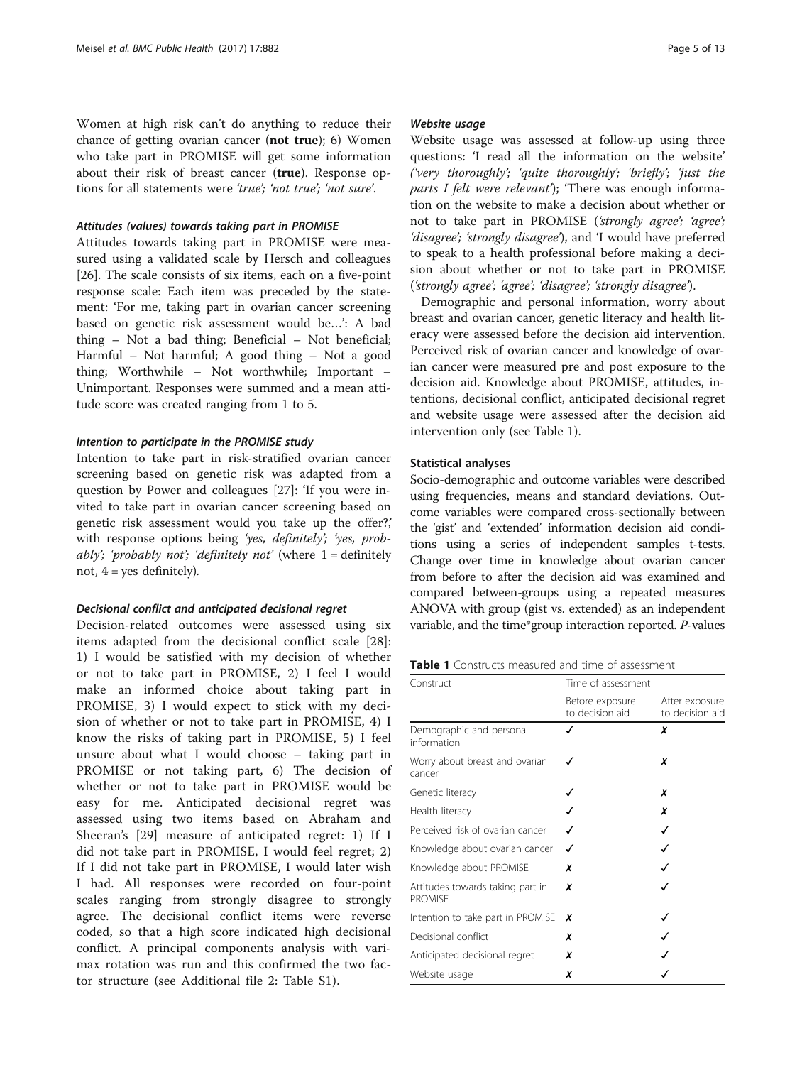Women at high risk can't do anything to reduce their chance of getting ovarian cancer (**not true**); 6) Women who take part in PROMISE will get some information about their risk of breast cancer (**true**). Response options for all statements were *'true'; 'not true'; 'not sure'*.

#### *Attitudes (values) towards taking part in PROMISE*

Attitudes towards taking part in PROMISE were measured using a validated scale by Hersch and colleagues [26]. The scale consists of six items, each on a five-point response scale: Each item was preceded by the statement: 'For me, taking part in ovarian cancer screening based on genetic risk assessment would be…': A bad thing – Not a bad thing; Beneficial – Not beneficial; Harmful – Not harmful; A good thing – Not a good thing; Worthwhile – Not worthwhile; Important – Unimportant. Responses were summed and a mean attitude score was created ranging from 1 to 5.

#### *Intention to participate in the PROMISE study*

Intention to take part in risk-stratified ovarian cancer screening based on genetic risk was adapted from a question by Power and colleagues [27]: 'If you were invited to take part in ovarian cancer screening based on genetic risk assessment would you take up the offer?,' with response options being *'yes, definitely'; 'yes, probably'; 'probably not'; 'definitely not'* (where 1 = definitely not, 4 = yes definitely).

#### *Decisional conflict and anticipated decisional regret*

Decision-related outcomes were assessed using six items adapted from the decisional conflict scale [28]: 1) I would be satisfied with my decision of whether or not to take part in PROMISE, 2) I feel I would make an informed choice about taking part in PROMISE, 3) I would expect to stick with my decision of whether or not to take part in PROMISE, 4) I know the risks of taking part in PROMISE, 5) I feel unsure about what I would choose – taking part in PROMISE or not taking part, 6) The decision of whether or not to take part in PROMISE would be easy for me. Anticipated decisional regret was assessed using two items based on Abraham and Sheeran's [29] measure of anticipated regret: 1) If I did not take part in PROMISE, I would feel regret; 2) If I did not take part in PROMISE, I would later wish I had. All responses were recorded on four-point scales ranging from strongly disagree to strongly agree. The decisional conflict items were reverse coded, so that a high score indicated high decisional conflict. A principal components analysis with varimax rotation was run and this confirmed the two factor structure (see Additional file 2: Table S1).

#### *Website usage*

Website usage was assessed at follow-up using three questions: 'I read all the information on the website' *('very thoroughly'; 'quite thoroughly'; 'briefly'; 'just the parts I felt were relevant')*; 'There was enough information on the website to make a decision about whether or not to take part in PROMISE (*'strongly agree'; 'agree'; 'disagree'; 'strongly disagree'*), and 'I would have preferred to speak to a health professional before making a decision about whether or not to take part in PROMISE (*'strongly agree'; 'agree'; 'disagree'; 'strongly disagree'*).

Demographic and personal information, worry about breast and ovarian cancer, genetic literacy and health literacy were assessed before the decision aid intervention. Perceived risk of ovarian cancer and knowledge of ovarian cancer were measured pre and post exposure to the decision aid. Knowledge about PROMISE, attitudes, intentions, decisional conflict, anticipated decisional regret and website usage were assessed after the decision aid intervention only (see Table 1).

### Statistical analyses

Socio-demographic and outcome variables were described using frequencies, means and standard deviations. Outcome variables were compared cross-sectionally between the 'gist' and 'extended' information decision aid conditions using a series of independent samples t-tests. Change over time in knowledge about ovarian cancer from before to after the decision aid was examined and compared between-groups using a repeated measures ANOVA with group (gist vs. extended) as an independent variable, and the time*group interaction reported. *P*-values

**Table 1** Constructs measured and time of assessment

| Construct | Time of assessment | |
|---|---|---|
| | Before exposure to decision aid | After exposure to decision aid |
| Demographic and personal information | ✓ | ✗ |
| Worry about breast and ovarian cancer | ✓ | ✗ |
| Genetic literacy | ✓ | ✗ |
| Health literacy | ✓ | ✗ |
| Perceived risk of ovarian cancer | ✓ | ✓ |
| Knowledge about ovarian cancer | ✓ | ✓ |
| Knowledge about PROMISE | ✗ | ✓ |
| Attitudes towards taking part in PROMISE | ✗ | ✓ |
| Intention to take part in PROMISE | ✗ | ✓ |
| Decisional conflict | ✗ | ✓ |
| Anticipated decisional regret | ✗ | ✓ |
| Website usage | ✗ | ✓ |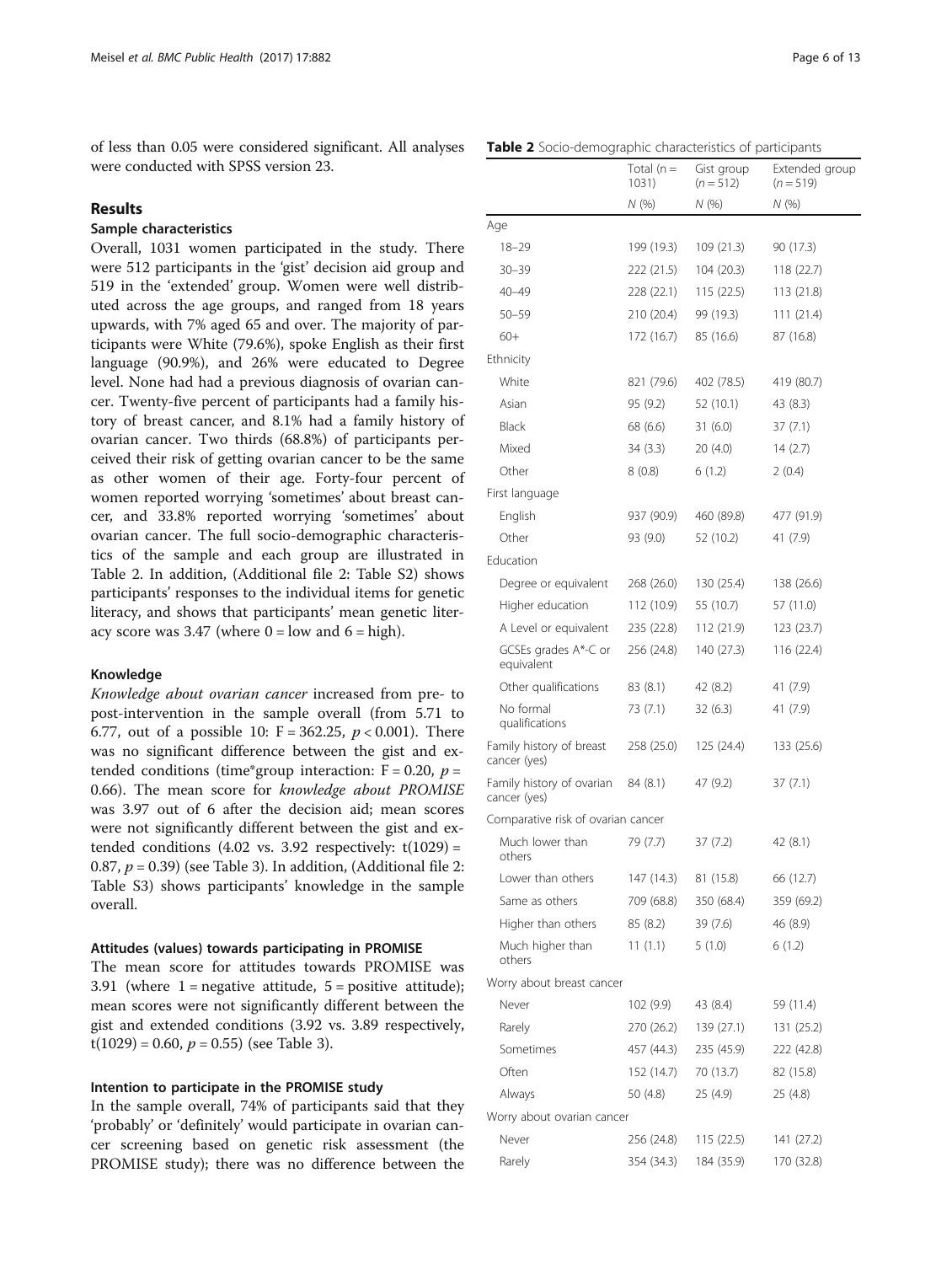of less than 0.05 were considered significant. All analyses were conducted with SPSS version 23.

## Results

### Sample characteristics

Overall, 1031 women participated in the study. There were 512 participants in the 'gist' decision aid group and 519 in the 'extended' group. Women were well distributed across the age groups, and ranged from 18 years upwards, with 7% aged 65 and over. The majority of participants were White (79.6%), spoke English as their first language (90.9%), and 26% were educated to Degree level. None had had a previous diagnosis of ovarian cancer. Twenty-five percent of participants had a family history of breast cancer, and 8.1% had a family history of ovarian cancer. Two thirds (68.8%) of participants perceived their risk of getting ovarian cancer to be the same as other women of their age. Forty-four percent of women reported worrying 'sometimes' about breast cancer, and 33.8% reported worrying 'sometimes' about ovarian cancer. The full socio-demographic characteristics of the sample and each group are illustrated in Table 2. In addition, (Additional file 2: Table S2) shows participants' responses to the individual items for genetic literacy, and shows that participants' mean genetic literacy score was 3.47 (where 0 = low and 6 = high).

### Knowledge

*Knowledge about ovarian cancer* increased from pre- to post-intervention in the sample overall (from 5.71 to 6.77, out of a possible 10: $F = 362.25$, $p < 0.001$). There was no significant difference between the gist and extended conditions (time*group interaction: $F = 0.20$, $p = 0.66$). The mean score for *knowledge about PROMISE* was 3.97 out of 6 after the decision aid; mean scores were not significantly different between the gist and extended conditions (4.02 vs. 3.92 respectively: $t(1029) = 0.87$, $p = 0.39$) (see Table 3). In addition, (Additional file 2: Table S3) shows participants' knowledge in the sample overall.

### Attitudes (values) towards participating in PROMISE

The mean score for attitudes towards PROMISE was 3.91 (where 1 = negative attitude, 5 = positive attitude); mean scores were not significantly different between the gist and extended conditions (3.92 vs. 3.89 respectively, $t(1029) = 0.60$, $p = 0.55$) (see Table 3).

### Intention to participate in the PROMISE study

In the sample overall, 74% of participants said that they 'probably' or 'definitely' would participate in ovarian cancer screening based on genetic risk assessment (the PROMISE study); there was no difference between the

**Table 2** Socio-demographic characteristics of participants

| | Total (n = 1031) | Gist group (n = 512) | Extended group (n = 519) |
|---|---|---|---|
| | N (%) | N (%) | N (%) |
| Age | | | |
| 18–29 | 199 (19.3) | 109 (21.3) | 90 (17.3) |
| 30–39 | 222 (21.5) | 104 (20.3) | 118 (22.7) |
| 40–49 | 228 (22.1) | 115 (22.5) | 113 (21.8) |
| 50–59 | 210 (20.4) | 99 (19.3) | 111 (21.4) |
| 60+ | 172 (16.7) | 85 (16.6) | 87 (16.8) |
| Ethnicity | | | |
| White | 821 (79.6) | 402 (78.5) | 419 (80.7) |
| Asian | 95 (9.2) | 52 (10.1) | 43 (8.3) |
| Black | 68 (6.6) | 31 (6.0) | 37 (7.1) |
| Mixed | 34 (3.3) | 20 (4.0) | 14 (2.7) |
| Other | 8 (0.8) | 6 (1.2) | 2 (0.4) |
| First language | | | |
| English | 937 (90.9) | 460 (89.8) | 477 (91.9) |
| Other | 93 (9.0) | 52 (10.2) | 41 (7.9) |
| Education | | | |
| Degree or equivalent | 268 (26.0) | 130 (25.4) | 138 (26.6) |
| Higher education | 112 (10.9) | 55 (10.7) | 57 (11.0) |
| A Level or equivalent | 235 (22.8) | 112 (21.9) | 123 (23.7) |
| GCSEs grades A*-C or equivalent | 256 (24.8) | 140 (27.3) | 116 (22.4) |
| Other qualifications | 83 (8.1) | 42 (8.2) | 41 (7.9) |
| No formal qualifications | 73 (7.1) | 32 (6.3) | 41 (7.9) |
| Family history of breast cancer (yes) | 258 (25.0) | 125 (24.4) | 133 (25.6) |
| Family history of ovarian cancer (yes) | 84 (8.1) | 47 (9.2) | 37 (7.1) |
| Comparative risk of ovarian cancer | | | |
| Much lower than others | 79 (7.7) | 37 (7.2) | 42 (8.1) |
| Lower than others | 147 (14.3) | 81 (15.8) | 66 (12.7) |
| Same as others | 709 (68.8) | 350 (68.4) | 359 (69.2) |
| Higher than others | 85 (8.2) | 39 (7.6) | 46 (8.9) |
| Much higher than others | 11 (1.1) | 5 (1.0) | 6 (1.2) |
| Worry about breast cancer | | | |
| Never | 102 (9.9) | 43 (8.4) | 59 (11.4) |
| Rarely | 270 (26.2) | 139 (27.1) | 131 (25.2) |
| Sometimes | 457 (44.3) | 235 (45.9) | 222 (42.8) |
| Often | 152 (14.7) | 70 (13.7) | 82 (15.8) |
| Always | 50 (4.8) | 25 (4.9) | 25 (4.8) |
| Worry about ovarian cancer | | | |
| Never | 256 (24.8) | 115 (22.5) | 141 (27.2) |
| Rarely | 354 (34.3) | 184 (35.9) | 170 (32.8) |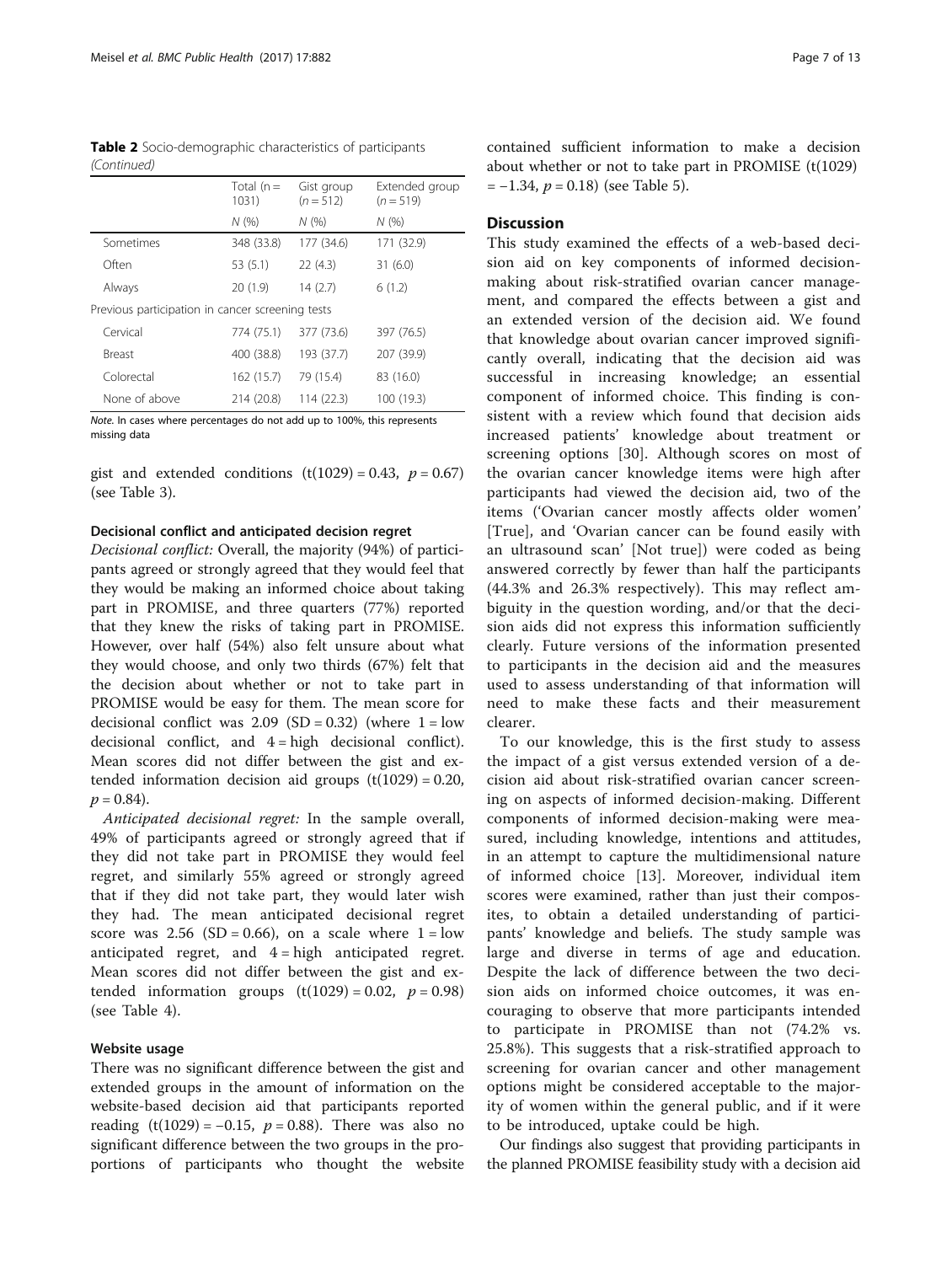**Table 2** Socio-demographic characteristics of participants *(Continued)*

| | Total (n = 1031) | Gist group (n = 512) | Extended group (n = 519) |
|---|---|---|---|
| | N (%) | N (%) | N (%) |
| Sometimes | 348 (33.8) | 177 (34.6) | 171 (32.9) |
| Often | 53 (5.1) | 22 (4.3) | 31 (6.0) |
| Always | 20 (1.9) | 14 (2.7) | 6 (1.2) |
| Previous participation in cancer screening tests | | | |
| Cervical | 774 (75.1) | 377 (73.6) | 397 (76.5) |
| Breast | 400 (38.8) | 193 (37.7) | 207 (39.9) |
| Colorectal | 162 (15.7) | 79 (15.4) | 83 (16.0) |
| None of above | 214 (20.8) | 114 (22.3) | 100 (19.3) |

*Note.* In cases where percentages do not add up to 100%, this represents missing data

gist and extended conditions ($t(1029) = 0.43$, $p = 0.67$) (see Table 3).

#### Decisional conflict and anticipated decision regret

*Decisional conflict:* Overall, the majority (94%) of participants agreed or strongly agreed that they would feel that they would be making an informed choice about taking part in PROMISE, and three quarters (77%) reported that they knew the risks of taking part in PROMISE. However, over half (54%) also felt unsure about what they would choose, and only two thirds (67%) felt that the decision about whether or not to take part in PROMISE would be easy for them. The mean score for decisional conflict was 2.09 (SD = 0.32) (where 1 = low decisional conflict, and 4 = high decisional conflict). Mean scores did not differ between the gist and extended information decision aid groups ($t(1029) = 0.20$, $p = 0.84$).

*Anticipated decisional regret:* In the sample overall, 49% of participants agreed or strongly agreed that if they did not take part in PROMISE they would feel regret, and similarly 55% agreed or strongly agreed that if they did not take part, they would later wish they had. The mean anticipated decisional regret score was 2.56 (SD = 0.66), on a scale where 1 = low anticipated regret, and 4 = high anticipated regret. Mean scores did not differ between the gist and extended information groups ($t(1029) = 0.02$, $p = 0.98$) (see Table 4).

#### Website usage

There was no significant difference between the gist and extended groups in the amount of information on the website-based decision aid that participants reported reading ($t(1029) = -0.15$, $p = 0.88$). There was also no significant difference between the two groups in the proportions of participants who thought the website contained sufficient information to make a decision about whether or not to take part in PROMISE ($t(1029) = -1.34$, $p = 0.18$) (see Table 5).

## Discussion

This study examined the effects of a web-based decision aid on key components of informed decision-making about risk-stratified ovarian cancer management, and compared the effects between a gist and an extended version of the decision aid. We found that knowledge about ovarian cancer improved significantly overall, indicating that the decision aid was successful in increasing knowledge; an essential component of informed choice. This finding is consistent with a review which found that decision aids increased patients' knowledge about treatment or screening options [30]. Although scores on most of the ovarian cancer knowledge items were high after participants had viewed the decision aid, two of the items ('Ovarian cancer mostly affects older women' [True], and 'Ovarian cancer can be found easily with an ultrasound scan' [Not true]) were coded as being answered correctly by fewer than half the participants (44.3% and 26.3% respectively). This may reflect ambiguity in the question wording, and/or that the decision aids did not express this information sufficiently clearly. Future versions of the information presented to participants in the decision aid and the measures used to assess understanding of that information will need to make these facts and their measurement clearer.

To our knowledge, this is the first study to assess the impact of a gist versus extended version of a decision aid about risk-stratified ovarian cancer screening on aspects of informed decision-making. Different components of informed decision-making were measured, including knowledge, intentions and attitudes, in an attempt to capture the multidimensional nature of informed choice [13]. Moreover, individual item scores were examined, rather than just their composites, to obtain a detailed understanding of participants' knowledge and beliefs. The study sample was large and diverse in terms of age and education. Despite the lack of difference between the two decision aids on informed choice outcomes, it was encouraging to observe that more participants intended to participate in PROMISE than not (74.2% vs. 25.8%). This suggests that a risk-stratified approach to screening for ovarian cancer and other management options might be considered acceptable to the majority of women within the general public, and if it were to be introduced, uptake could be high.

Our findings also suggest that providing participants in the planned PROMISE feasibility study with a decision aid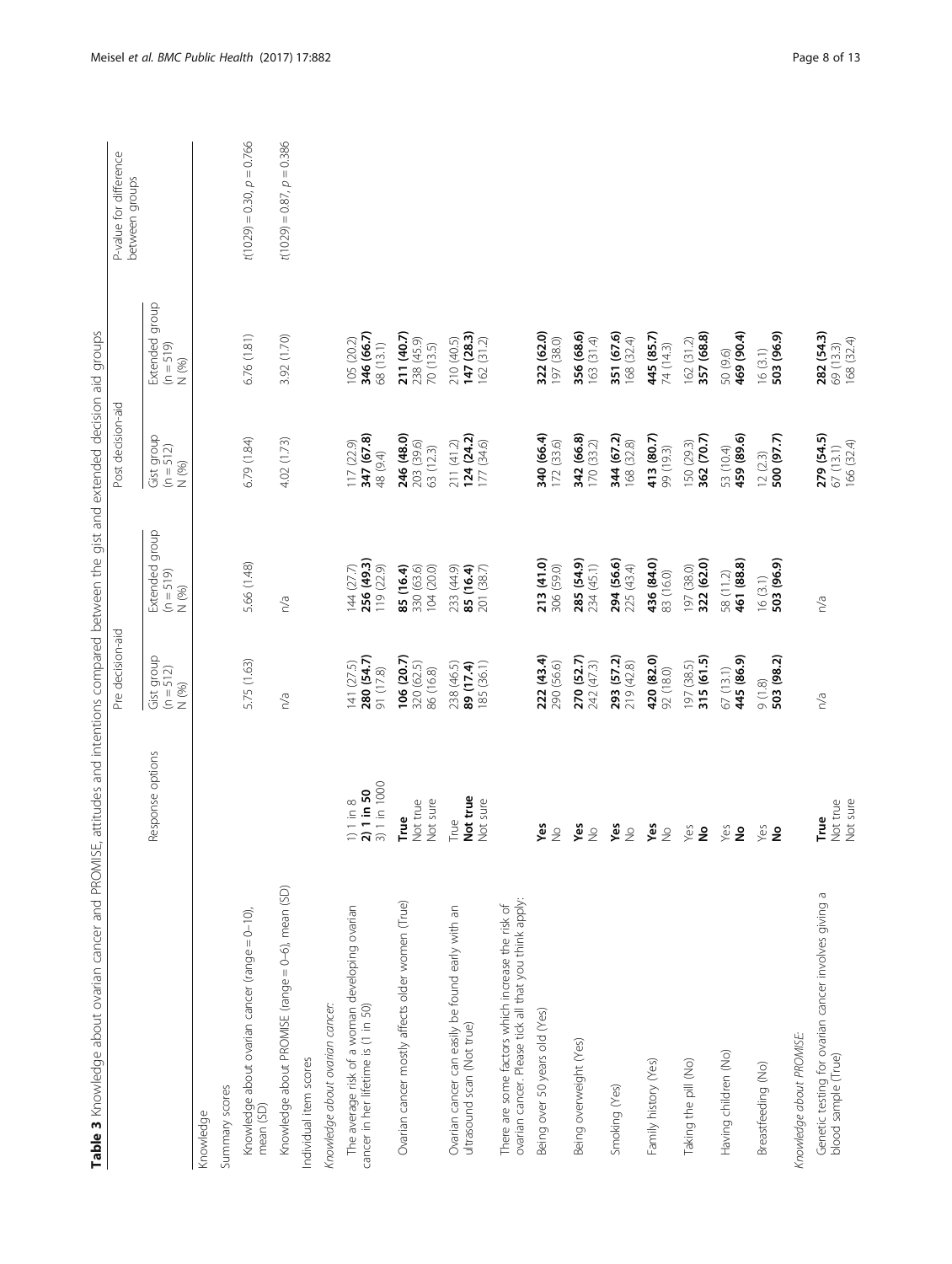**Table 3** Knowledge about ovarian cancer and PROMISE, attitudes and intentions compared between the gist and extended decision aid groups

| | Response options | Pre decision-aid | | Post decision-aid | | P-value for difference between groups |
|---|---|---|---|---|---|---|
| | | Gist group (n = 512) N (%) | Extended group (n = 519) N (%) | Gist group (n = 512) N (%) | Extended group (n = 519) N (%) | |
| Knowledge | | | | | | |
| Summary scores | | | | | | |
| Knowledge about ovarian cancer (range = 0–10), mean (SD) | | 5.75 (1.63) | 5.66 (1.48) | 6.79 (1.84) | 6.76 (1.81) | $t(1029) = 0.30, p = 0.766$ |
| Knowledge about PROMISE (range = 0–6), mean (SD) | | n/a | n/a | 4.02 (1.73) | 3.92 (1.70) | $t(1029) = 0.87, p = 0.386$ |
| Individual item scores | | | | | | |
| *Knowledge about ovarian cancer:* | | | | | | |
| The average risk of a woman developing ovarian cancer in her lifetime is (1 in 50) | 1) 1 in 8 | 141 (27.5) | 144 (27.7) | 117 (22.9) | 105 (20.2) | |
| | **2) 1 in 50** | **280 (54.7)** | **256 (49.3)** | **347 (67.8)** | **346 (66.7)** | |
| | 3) 1 in 1000 | 91 (17.8) | 119 (22.9) | 48 (9.4) | 68 (13.1) | |
| Ovarian cancer mostly affects older women (True) | **True** | **106 (20.7)** | **85 (16.4)** | **246 (48.0)** | **211 (40.7)** | |
| | Not true | 320 (62.5) | 330 (63.6) | 203 (39.6) | 238 (45.9) | |
| | Not sure | 86 (16.8) | 104 (20.0) | 63 (12.3) | 70 (13.5) | |
| Ovarian cancer can easily be found early with an ultrasound scan (Not true) | True | 238 (46.5) | 233 (44.9) | 211 (41.2) | 210 (40.5) | |
| | **Not true** | **89 (17.4)** | **85 (16.4)** | **124 (24.2)** | **147 (28.3)** | |
| | Not sure | 185 (36.1) | 201 (38.7) | 177 (34.6) | 162 (31.2) | |
| There are some factors which increase the risk of ovarian cancer. Please tick all that you think apply: | | | | | | |
| Being over 50 years old (Yes) | **Yes** | **222 (43.4)** | **213 (41.0)** | **340 (66.4)** | **322 (62.0)** | |
| | No | 290 (56.6) | 306 (59.0) | 172 (33.6) | 197 (38.0) | |
| Being overweight (Yes) | **Yes** | **270 (52.7)** | **285 (54.9)** | **342 (66.8)** | **356 (68.6)** | |
| | No | 242 (47.3) | 234 (45.1) | 170 (33.2) | 163 (31.4) | |
| Smoking (Yes) | **Yes** | **293 (57.2)** | **294 (56.6)** | **344 (67.2)** | **351 (67.6)** | |
| | No | 219 (42.8) | 225 (43.4) | 168 (32.8) | 168 (32.4) | |
| Family history (Yes) | **Yes** | **420 (82.0)** | **436 (84.0)** | **413 (80.7)** | **445 (85.7)** | |
| | No | 92 (18.0) | 83 (16.0) | 99 (19.3) | 74 (14.3) | |
| Taking the pill (No) | Yes | 197 (38.5) | 197 (38.0) | 150 (29.3) | 162 (31.2) | |
| | **No** | **315 (61.5)** | **322 (62.0)** | **362 (70.7)** | **357 (68.8)** | |
| Having children (No) | Yes | 67 (13.1) | 58 (11.2) | 53 (10.4) | 50 (9.6) | |
| | **No** | **445 (86.9)** | **461 (88.8)** | **459 (89.6)** | **469 (90.4)** | |
| Breastfeeding (No) | Yes | 9 (1.8) | 16 (3.1) | 12 (2.3) | 16 (3.1) | |
| | **No** | **503 (98.2)** | **503 (96.9)** | **500 (97.7)** | **503 (96.9)** | |
| *Knowledge about PROMISE:* | | | | | | |
| Genetic testing for ovarian cancer involves giving a blood sample (True) | **True** | n/a | n/a | **279 (54.5)** | **282 (54.3)** | |
| | Not true | | | 67 (13.1) | 69 (13.3) | |
| | Not sure | | | 166 (32.4) | 168 (32.4) | |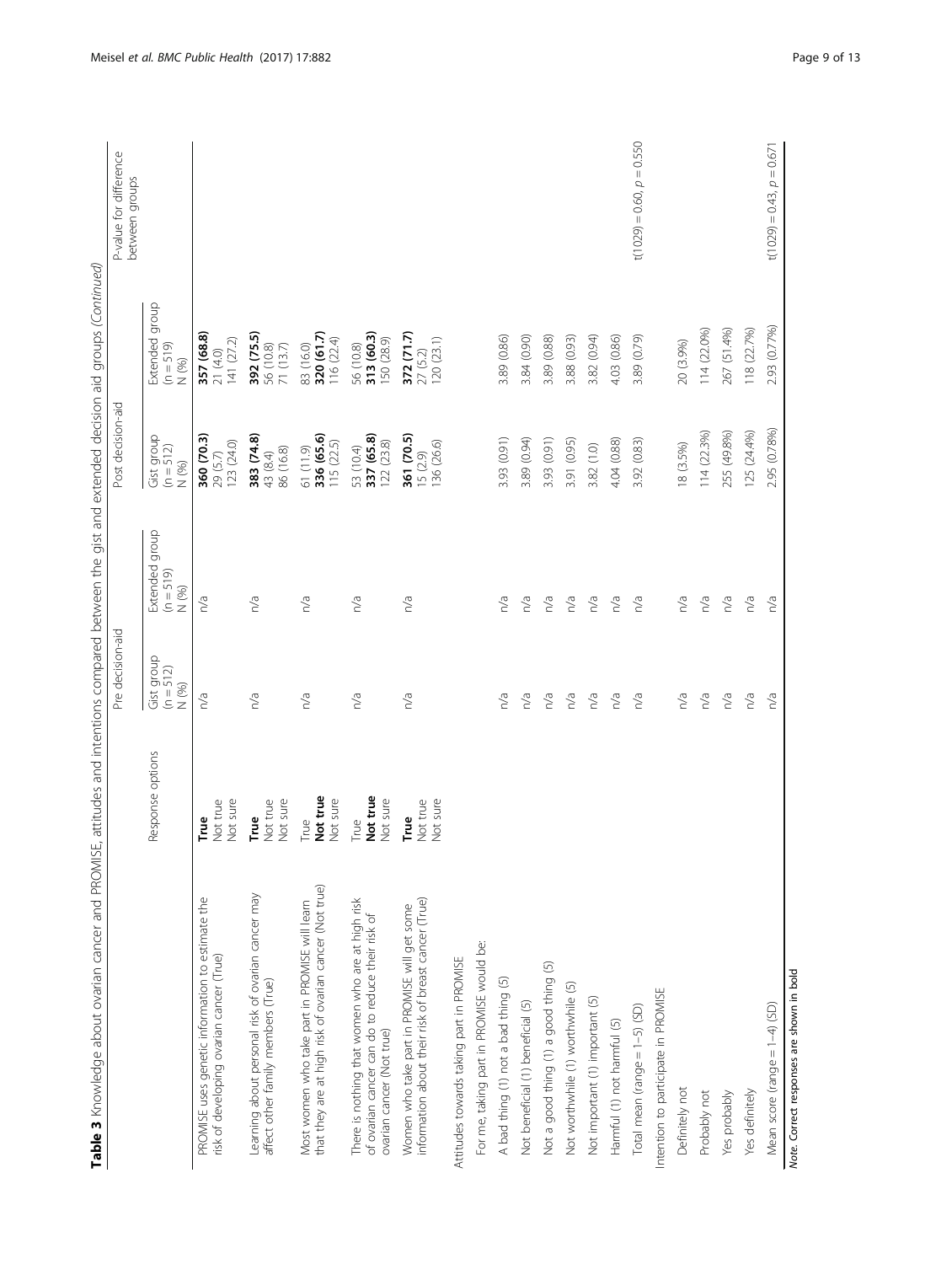**Table 3** Knowledge about ovarian cancer and PROMISE, attitudes and intentions compared between the gist and extended decision aid groups (*Continued*)

| | Response options | Pre decision-aid | | Post decision-aid | | P-value for difference between groups |
|---|---|---|---|---|---|---|
| | | Gist group (n = 512) N (%) | Extended group (n = 519) N (%) | Gist group (n = 512) N (%) | Extended group (n = 519) N (%) | |
| PROMISE uses genetic information to estimate the risk of developing ovarian cancer (True) | **True** | n/a | n/a | **360 (70.3)** | **357 (68.8)** | |
| | Not true | | | 29 (5.7) | 21 (4.0) | |
| | Not sure | | | 123 (24.0) | 141 (27.2) | |
| Learning about personal risk of ovarian cancer may affect other family members (True) | **True** | n/a | n/a | **383 (74.8)** | **392 (75.5)** | |
| | Not true | | | 43 (8.4) | 56 (10.8) | |
| | Not sure | | | 86 (16.8) | 71 (13.7) | |
| Most women who take part in PROMISE will learn that they are at high risk of ovarian cancer (Not true) | True | n/a | n/a | 61 (11.9) | 83 (16.0) | |
| | **Not true** | | | **336 (65.6)** | **320 (61.7)** | |
| | Not sure | | | 115 (22.5) | 116 (22.4) | |
| There is nothing that women who are at high risk of ovarian cancer can do to reduce their risk of ovarian cancer (Not true) | True | n/a | n/a | 53 (10.4) | 56 (10.8) | |
| | **Not true** | | | **337 (65.8)** | **313 (60.3)** | |
| | Not sure | | | 122 (23.8) | 150 (28.9) | |
| Women who take part in PROMISE will get some information about their risk of breast cancer (True) | **True** | n/a | n/a | **361 (70.5)** | **372 (71.7)** | |
| | Not true | | | 15 (2.9) | 27 (5.2) | |
| | Not sure | | | 136 (26.6) | 120 (23.1) | |
| Attitudes towards taking part in PROMISE | | | | | | |
| For me, taking part in PROMISE would be: | | | | | | |
| A bad thing (1) not a bad thing (5) | | n/a | n/a | 3.93 (0.91) | 3.89 (0.86) | |
| Not beneficial (1) beneficial (5) | | n/a | n/a | 3.89 (0.94) | 3.84 (0.90) | |
| Not a good thing (1) a good thing (5) | | n/a | n/a | 3.93 (0.91) | 3.89 (0.88) | |
| Not worthwhile (1) worthwhile (5) | | n/a | n/a | 3.91 (0.95) | 3.88 (0.93) | |
| Not important (1) important (5) | | n/a | n/a | 3.82 (1.0) | 3.82 (0.94) | |
| Harmful (1) not harmful (5) | | n/a | n/a | 4.04 (0.88) | 4.03 (0.86) | |
| Total mean (range = 1–5) (SD) | | n/a | n/a | 3.92 (0.83) | 3.89 (0.79) | $t(1029) = 0.60$, $p = 0.550$ |
| Intention to participate in PROMISE | | | | | | |
| Definitely not | | n/a | n/a | 18 (3.5%) | 20 (3.9%) | |
| Probably not | | n/a | n/a | 114 (22.3%) | 114 (22.0%) | |
| Yes probably | | n/a | n/a | 255 (49.8%) | 267 (51.4%) | |
| Yes definitely | | n/a | n/a | 125 (24.4%) | 118 (22.7%) | |
| Mean score (range = 1–4) (SD) | | n/a | n/a | 2.95 (0.78%) | 2.93 (0.77%) | $t(1029) = 0.43$, $p = 0.671$ |

*Note*. Correct responses are shown in bold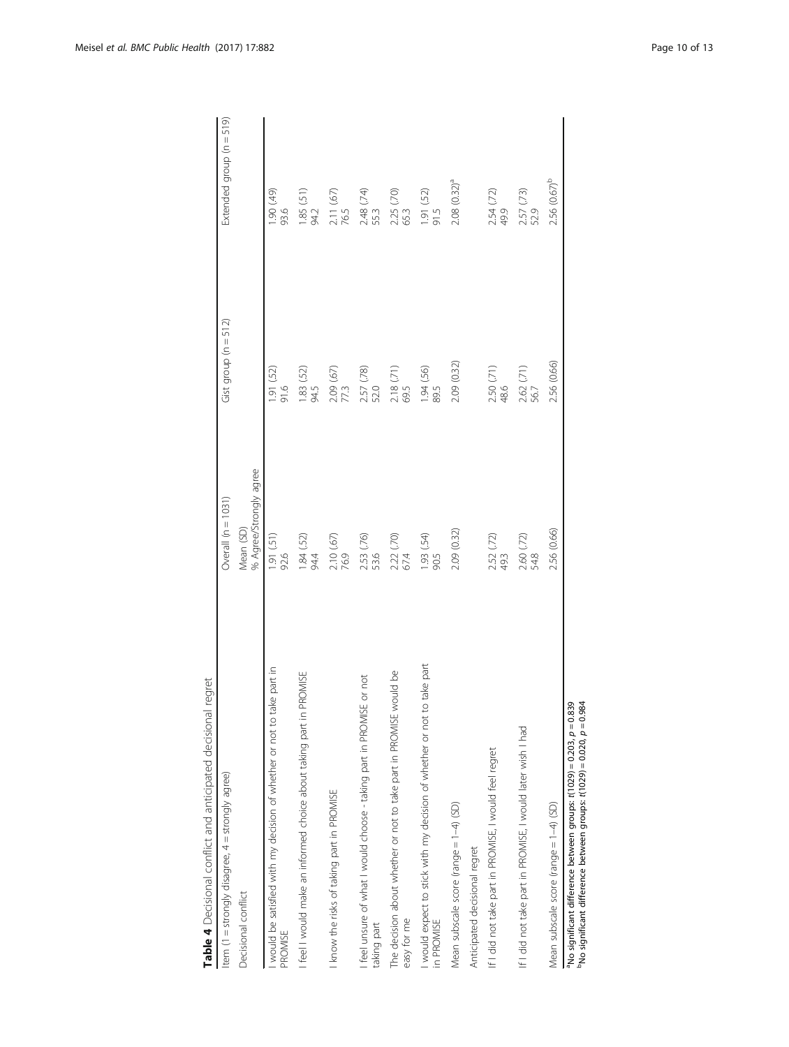**Table 4** Decisional conflict and anticipated decisional regret

| Item (1 = strongly disagree, 4 = strongly agree) | Overall (n = 1031) | Gist group (n = 512) | Extended group (n = 519) |
|---|---|---|---|
| Decisional conflict | Mean (SD)<br>% Agree/Strongly agree | | |
| I would be satisfied with my decision of whether or not to take part in PROMISE | 1.91 (.51)<br>92.6 | 1.91 (.52)<br>91.6 | 1.90 (.49)<br>93.6 |
| I feel I would make an informed choice about taking part in PROMISE | 1.84 (.52)<br>94.4 | 1.83 (.52)<br>94.5 | 1.85 (.51)<br>94.2 |
| I know the risks of taking part in PROMISE | 2.10 (.67)<br>76.9 | 2.09 (.67)<br>77.3 | 2.11 (.67)<br>76.5 |
| I feel unsure of what I would choose - taking part in PROMISE or not taking part | 2.53 (.76)<br>53.6 | 2.57 (.78)<br>52.0 | 2.48 (.74)<br>55.3 |
| The decision about whether or not to take part in PROMISE would be easy for me | 2.22 (.70)<br>67.4 | 2.18 (.71)<br>69.5 | 2.25 (.70)<br>65.3 |
| I would expect to stick with my decision of whether or not to take part in PROMISE | 1.93 (.54)<br>90.5 | 1.94 (.56)<br>89.5 | 1.91 (.52)<br>91.5 |
| Mean subscale score (range = 1–4) (SD) | 2.09 (0.32) | 2.09 (0.32) | 2.08 (0.32)[a] |
| Anticipated decisional regret | | | |
| If I did not take part in PROMISE, I would feel regret | 2.52 (.72)<br>49.3 | 2.50 (.71)<br>48.6 | 2.54 (.72)<br>49.9 |
| If I did not take part in PROMISE, I would later wish I had | 2.60 (.72)<br>54.8 | 2.62 (.71)<br>56.7 | 2.57 (.73)<br>52.9 |
| Mean subscale score (range = 1–4) (SD) | 2.56 (0.66) | 2.56 (0.66) | 2.56 (0.67)[b] |

[a]No significant difference between groups: $t(1029) = 0.203$, $p = 0.839$
[b]No significant difference between groups: $t(1029) = 0.020$, $p = 0.984$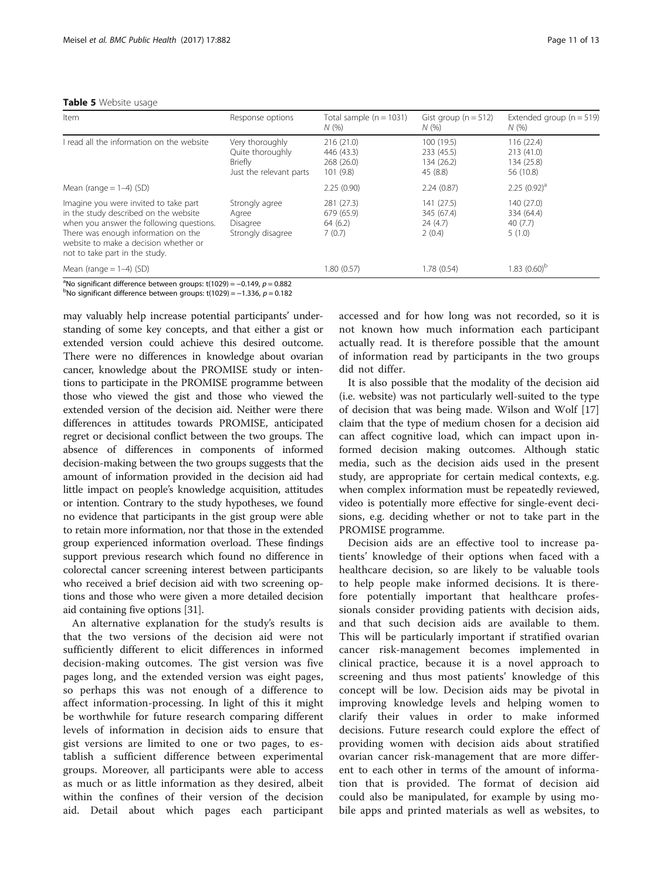**Table 5** Website usage

| Item | Response options | Total sample (n = 1031) N (%) | Gist group (n = 512) N (%) | Extended group (n = 519) N (%) |
|---|---|---|---|---|
| I read all the information on the website | Very thoroughly<br>Quite thoroughly<br>Briefly<br>Just the relevant parts | 216 (21.0)<br>446 (43.3)<br>268 (26.0)<br>101 (9.8) | 100 (19.5)<br>233 (45.5)<br>134 (26.2)<br>45 (8.8) | 116 (22.4)<br>213 (41.0)<br>134 (25.8)<br>56 (10.8) |
| Mean (range = 1–4) (SD) | | 2.25 (0.90) | 2.24 (0.87) | 2.25 (0.92)[a] |
| Imagine you were invited to take part in the study described on the website when you answer the following questions. There was enough information on the website to make a decision whether or not to take part in the study. | Strongly agree<br>Agree<br>Disagree<br>Strongly disagree | 281 (27.3)<br>679 (65.9)<br>64 (6.2)<br>7 (0.7) | 141 (27.5)<br>345 (67.4)<br>24 (4.7)<br>2 (0.4) | 140 (27.0)<br>334 (64.4)<br>40 (7.7)<br>5 (1.0) |
| Mean (range = 1–4) (SD) | | 1.80 (0.57) | 1.78 (0.54) | 1.83 (0.60)[b] |

[a]No significant difference between groups: $t(1029) = -0.149$, $p = 0.882$
[b]No significant difference between groups: $t(1029) = -1.336$, $p = 0.182$

may valuably help increase potential participants' understanding of some key concepts, and that either a gist or extended version could achieve this desired outcome. There were no differences in knowledge about ovarian cancer, knowledge about the PROMISE study or intentions to participate in the PROMISE programme between those who viewed the gist and those who viewed the extended version of the decision aid. Neither were there differences in attitudes towards PROMISE, anticipated regret or decisional conflict between the two groups. The absence of differences in components of informed decision-making between the two groups suggests that the amount of information provided in the decision aid had little impact on people's knowledge acquisition, attitudes or intention. Contrary to the study hypotheses, we found no evidence that participants in the gist group were able to retain more information, nor that those in the extended group experienced information overload. These findings support previous research which found no difference in colorectal cancer screening interest between participants who received a brief decision aid with two screening options and those who were given a more detailed decision aid containing five options [31].

An alternative explanation for the study's results is that the two versions of the decision aid were not sufficiently different to elicit differences in informed decision-making outcomes. The gist version was five pages long, and the extended version was eight pages, so perhaps this was not enough of a difference to affect information-processing. In light of this it might be worthwhile for future research comparing different levels of information in decision aids to ensure that gist versions are limited to one or two pages, to establish a sufficient difference between experimental groups. Moreover, all participants were able to access as much or as little information as they desired, albeit within the confines of their version of the decision aid. Detail about which pages each participant accessed and for how long was not recorded, so it is not known how much information each participant actually read. It is therefore possible that the amount of information read by participants in the two groups did not differ.

It is also possible that the modality of the decision aid (i.e. website) was not particularly well-suited to the type of decision that was being made. Wilson and Wolf [17] claim that the type of medium chosen for a decision aid can affect cognitive load, which can impact upon informed decision making outcomes. Although static media, such as the decision aids used in the present study, are appropriate for certain medical contexts, e.g. when complex information must be repeatedly reviewed, video is potentially more effective for single-event decisions, e.g. deciding whether or not to take part in the PROMISE programme.

Decision aids are an effective tool to increase patients' knowledge of their options when faced with a healthcare decision, so are likely to be valuable tools to help people make informed decisions. It is therefore potentially important that healthcare professionals consider providing patients with decision aids, and that such decision aids are available to them. This will be particularly important if stratified ovarian cancer risk-management becomes implemented in clinical practice, because it is a novel approach to screening and thus most patients' knowledge of this concept will be low. Decision aids may be pivotal in improving knowledge levels and helping women to clarify their values in order to make informed decisions. Future research could explore the effect of providing women with decision aids about stratified ovarian cancer risk-management that are more different to each other in terms of the amount of information that is provided. The format of decision aid could also be manipulated, for example by using mobile apps and printed materials as well as websites, to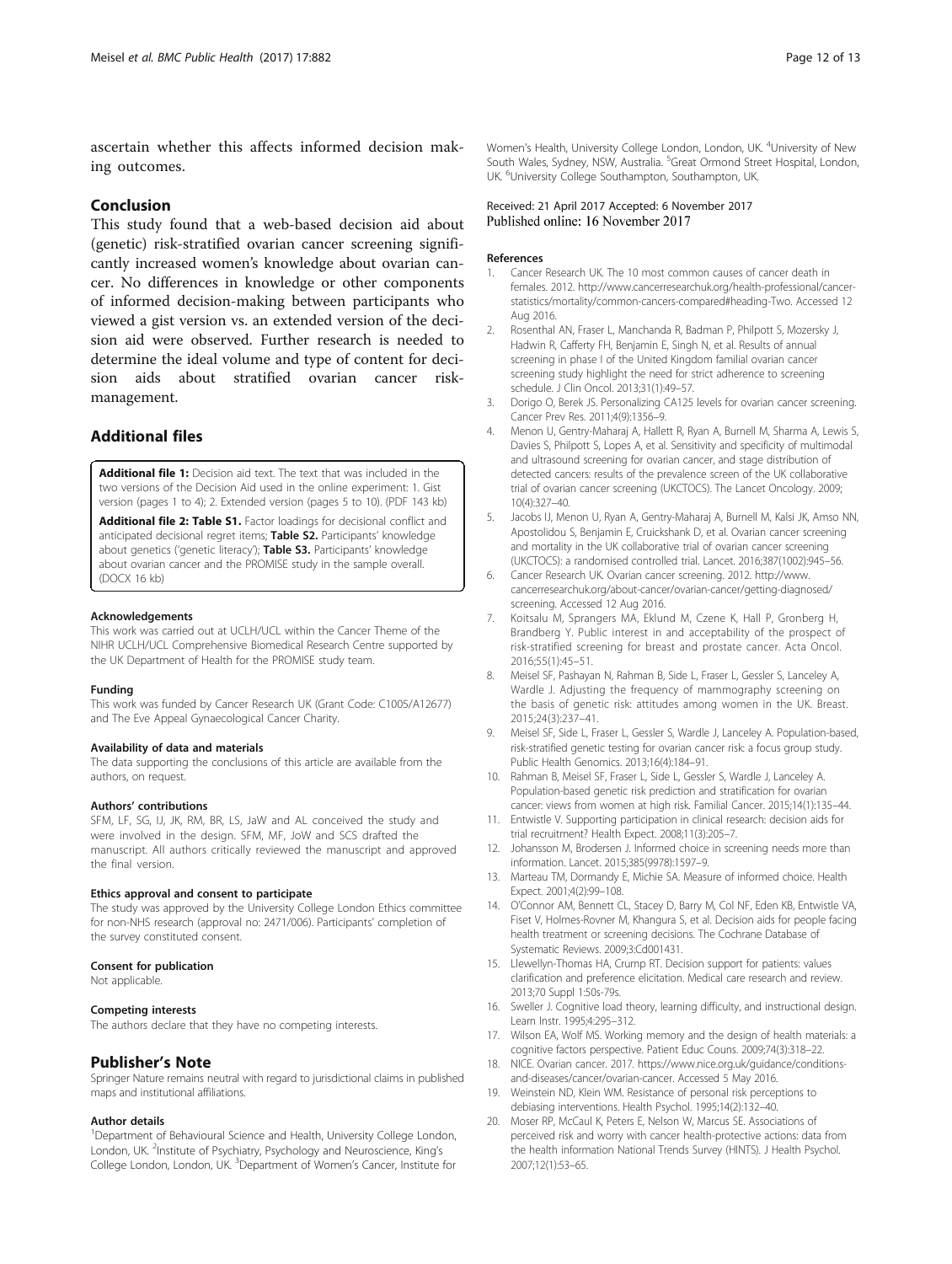ascertain whether this affects informed decision making outcomes.

## Conclusion

This study found that a web-based decision aid about (genetic) risk-stratified ovarian cancer screening significantly increased women's knowledge about ovarian cancer. No differences in knowledge or other components of informed decision-making between participants who viewed a gist version vs. an extended version of the decision aid were observed. Further research is needed to determine the ideal volume and type of content for decision aids about stratified ovarian cancer risk-management.

## Additional files

**Additional file 1:** Decision aid text. The text that was included in the two versions of the Decision Aid used in the online experiment: 1. Gist version (pages 1 to 4); 2. Extended version (pages 5 to 10). (PDF 143 kb)

**Additional file 2: Table S1.** Factor loadings for decisional conflict and anticipated decisional regret items; **Table S2.** Participants' knowledge about genetics ('genetic literacy'); **Table S3.** Participants' knowledge about ovarian cancer and the PROMISE study in the sample overall. (DOCX 16 kb)

#### Acknowledgements

This work was carried out at UCLH/UCL within the Cancer Theme of the NIHR UCLH/UCL Comprehensive Biomedical Research Centre supported by the UK Department of Health for the PROMISE study team.

#### Funding

This work was funded by Cancer Research UK (Grant Code: C1005/A12677) and The Eve Appeal Gynaecological Cancer Charity.

#### Availability of data and materials

The data supporting the conclusions of this article are available from the authors, on request.

#### Authors' contributions

SFM, LF, SG, IJ, JK, RM, BR, LS, JaW and AL conceived the study and were involved in the design. SFM, MF, JoW and SCS drafted the manuscript. All authors critically reviewed the manuscript and approved the final version.

#### Ethics approval and consent to participate

The study was approved by the University College London Ethics committee for non-NHS research (approval no: 2471/006). Participants' completion of the survey constituted consent.

#### Consent for publication

Not applicable.

#### Competing interests

The authors declare that they have no competing interests.

## Publisher's Note

Springer Nature remains neutral with regard to jurisdictional claims in published maps and institutional affiliations.

#### Author details

[1]Department of Behavioural Science and Health, University College London, London, UK. [2]Institute of Psychiatry, Psychology and Neuroscience, King's College London, London, UK. [3]Department of Women's Cancer, Institute for Women's Health, University College London, London, UK. [4]University of New South Wales, Sydney, NSW, Australia. [5]Great Ormond Street Hospital, London, UK. [6]University College Southampton, Southampton, UK.

Received: 21 April 2017 Accepted: 6 November 2017
Published online: 16 November 2017

#### References

1. Cancer Research UK. The 10 most common causes of cancer death in females. 2012. http://www.cancerresearchuk.org/health-professional/cancer-statistics/mortality/common-cancers-compared#heading-Two. Accessed 12 Aug 2016.
2. Rosenthal AN, Fraser L, Manchanda R, Badman P, Philpott S, Mozersky J, Hadwin R, Cafferty FH, Benjamin E, Singh N, et al. Results of annual screening in phase I of the United Kingdom familial ovarian cancer screening study highlight the need for strict adherence to screening schedule. J Clin Oncol. 2013;31(1):49–57.
3. Dorigo O, Berek JS. Personalizing CA125 levels for ovarian cancer screening. Cancer Prev Res. 2011;4(9):1356–9.
4. Menon U, Gentry-Maharaj A, Hallett R, Ryan A, Burnell M, Sharma A, Lewis S, Davies S, Philpott S, Lopes A, et al. Sensitivity and specificity of multimodal and ultrasound screening for ovarian cancer, and stage distribution of detected cancers: results of the prevalence screen of the UK collaborative trial of ovarian cancer screening (UKCTOCS). The Lancet Oncology. 2009; 10(4):327–40.
5. Jacobs IJ, Menon U, Ryan A, Gentry-Maharaj A, Burnell M, Kalsi JK, Amso NN, Apostolidou S, Benjamin E, Cruickshank D, et al. Ovarian cancer screening and mortality in the UK collaborative trial of ovarian cancer screening (UKCTOCS): a randomised controlled trial. Lancet. 2016;387(1002):945–56.
6. Cancer Research UK. Ovarian cancer screening. 2012. http://www.cancerresearchuk.org/about-cancer/ovarian-cancer/getting-diagnosed/screening. Accessed 12 Aug 2016.
7. Koitsalu M, Sprangers MA, Eklund M, Czene K, Hall P, Gronberg H, Brandberg Y. Public interest in and acceptability of the prospect of risk-stratified screening for breast and prostate cancer. Acta Oncol. 2016;55(1):45–51.
8. Meisel SF, Pashayan N, Rahman B, Side L, Fraser L, Gessler S, Lanceley A, Wardle J. Adjusting the frequency of mammography screening on the basis of genetic risk: attitudes among women in the UK. Breast. 2015;24(3):237–41.
9. Meisel SF, Side L, Fraser L, Gessler S, Wardle J, Lanceley A. Population-based, risk-stratified genetic testing for ovarian cancer risk: a focus group study. Public Health Genomics. 2013;16(4):184–91.
10. Rahman B, Meisel SF, Fraser L, Side L, Gessler S, Wardle J, Lanceley A. Population-based genetic risk prediction and stratification for ovarian cancer: views from women at high risk. Familial Cancer. 2015;14(1):135–44.
11. Entwistle V. Supporting participation in clinical research: decision aids for trial recruitment? Health Expect. 2008;11(3):205–7.
12. Johansson M, Brodersen J. Informed choice in screening needs more than information. Lancet. 2015;385(9978):1597–9.
13. Marteau TM, Dormandy E, Michie SA. Measure of informed choice. Health Expect. 2001;4(2):99–108.
14. O'Connor AM, Bennett CL, Stacey D, Barry M, Col NF, Eden KB, Entwistle VA, Fiset V, Holmes-Rovner M, Khangura S, et al. Decision aids for people facing health treatment or screening decisions. The Cochrane Database of Systematic Reviews. 2009;3:Cd001431.
15. Llewellyn-Thomas HA, Crump RT. Decision support for patients: values clarification and preference elicitation. Medical care research and review. 2013;70 Suppl 1:50s-79s.
16. Sweller J. Cognitive load theory, learning difficulty, and instructional design. Learn Instr. 1995;4:295–312.
17. Wilson EA, Wolf MS. Working memory and the design of health materials: a cognitive factors perspective. Patient Educ Couns. 2009;74(3):318–22.
18. NICE. Ovarian cancer. 2017. https://www.nice.org.uk/guidance/conditions-and-diseases/cancer/ovarian-cancer. Accessed 5 May 2016.
19. Weinstein ND, Klein WM. Resistance of personal risk perceptions to debiasing interventions. Health Psychol. 1995;14(2):132–40.
20. Moser RP, McCaul K, Peters E, Nelson W, Marcus SE. Associations of perceived risk and worry with cancer health-protective actions: data from the health information National Trends Survey (HINTS). J Health Psychol. 2007;12(1):53–65.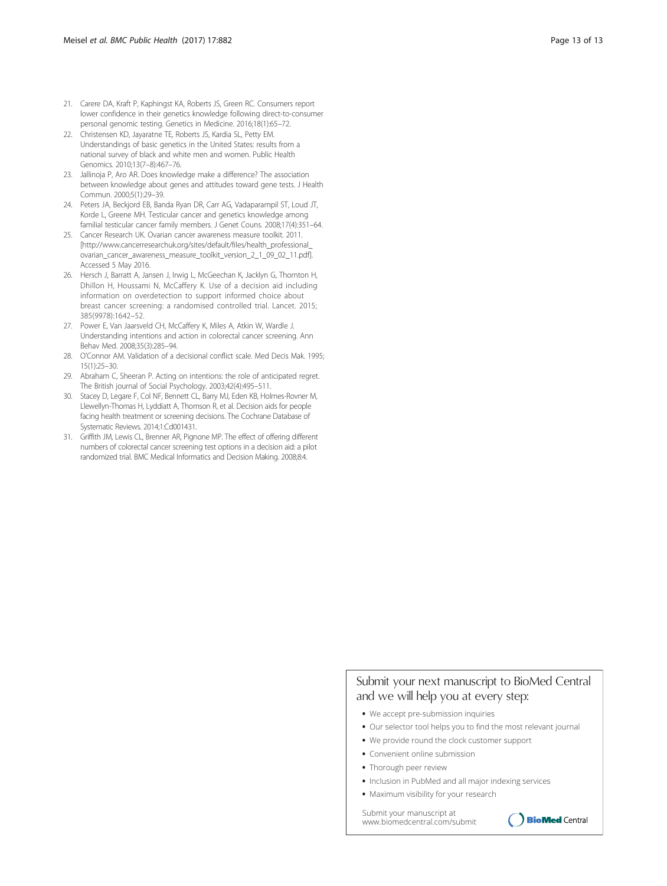21. Carere DA, Kraft P, Kaphingst KA, Roberts JS, Green RC. Consumers report lower confidence in their genetics knowledge following direct-to-consumer personal genomic testing. Genetics in Medicine. 2016;18(1):65–72.
22. Christensen KD, Jayaratne TE, Roberts JS, Kardia SL, Petty EM. Understandings of basic genetics in the United States: results from a national survey of black and white men and women. Public Health Genomics. 2010;13(7–8):467–76.
23. Jallinoja P, Aro AR. Does knowledge make a difference? The association between knowledge about genes and attitudes toward gene tests. J Health Commun. 2000;5(1):29–39.
24. Peters JA, Beckjord EB, Banda Ryan DR, Carr AG, Vadaparampil ST, Loud JT, Korde L, Greene MH. Testicular cancer and genetics knowledge among familial testicular cancer family members. J Genet Couns. 2008;17(4):351–64.
25. Cancer Research UK. Ovarian cancer awareness measure toolkit. 2011. [http://www.cancerresearchuk.org/sites/default/files/health_professional_ovarian_cancer_awareness_measure_toolkit_version_2_1_09_02_11.pdf]. Accessed 5 May 2016.
26. Hersch J, Barratt A, Jansen J, Irwig L, McGeechan K, Jacklyn G, Thornton H, Dhillon H, Houssami N, McCaffery K. Use of a decision aid including information on overdetection to support informed choice about breast cancer screening: a randomised controlled trial. Lancet. 2015; 385(9978):1642–52.
27. Power E, Van Jaarsveld CH, McCaffery K, Miles A, Atkin W, Wardle J. Understanding intentions and action in colorectal cancer screening. Ann Behav Med. 2008;35(3):285–94.
28. O'Connor AM. Validation of a decisional conflict scale. Med Decis Mak. 1995; 15(1):25–30.
29. Abraham C, Sheeran P. Acting on intentions: the role of anticipated regret. The British journal of Social Psychology. 2003;42(4):495–511.
30. Stacey D, Legare F, Col NF, Bennett CL, Barry MJ, Eden KB, Holmes-Rovner M, Llewellyn-Thomas H, Lyddiatt A, Thomson R, et al. Decision aids for people facing health treatment or screening decisions. The Cochrane Database of Systematic Reviews. 2014;1:Cd001431.
31. Griffith JM, Lewis CL, Brenner AR, Pignone MP. The effect of offering different numbers of colorectal cancer screening test options in a decision aid: a pilot randomized trial. BMC Medical Informatics and Decision Making. 2008;8:4.

Submit your next manuscript to BioMed Central and we will help you at every step:

- We accept pre-submission inquiries
- Our selector tool helps you to find the most relevant journal
- We provide round the clock customer support
- Convenient online submission
- Thorough peer review
- Inclusion in PubMed and all major indexing services
- Maximum visibility for your research

Submit your manuscript at
www.biomedcentral.com/submit

BioMed Central